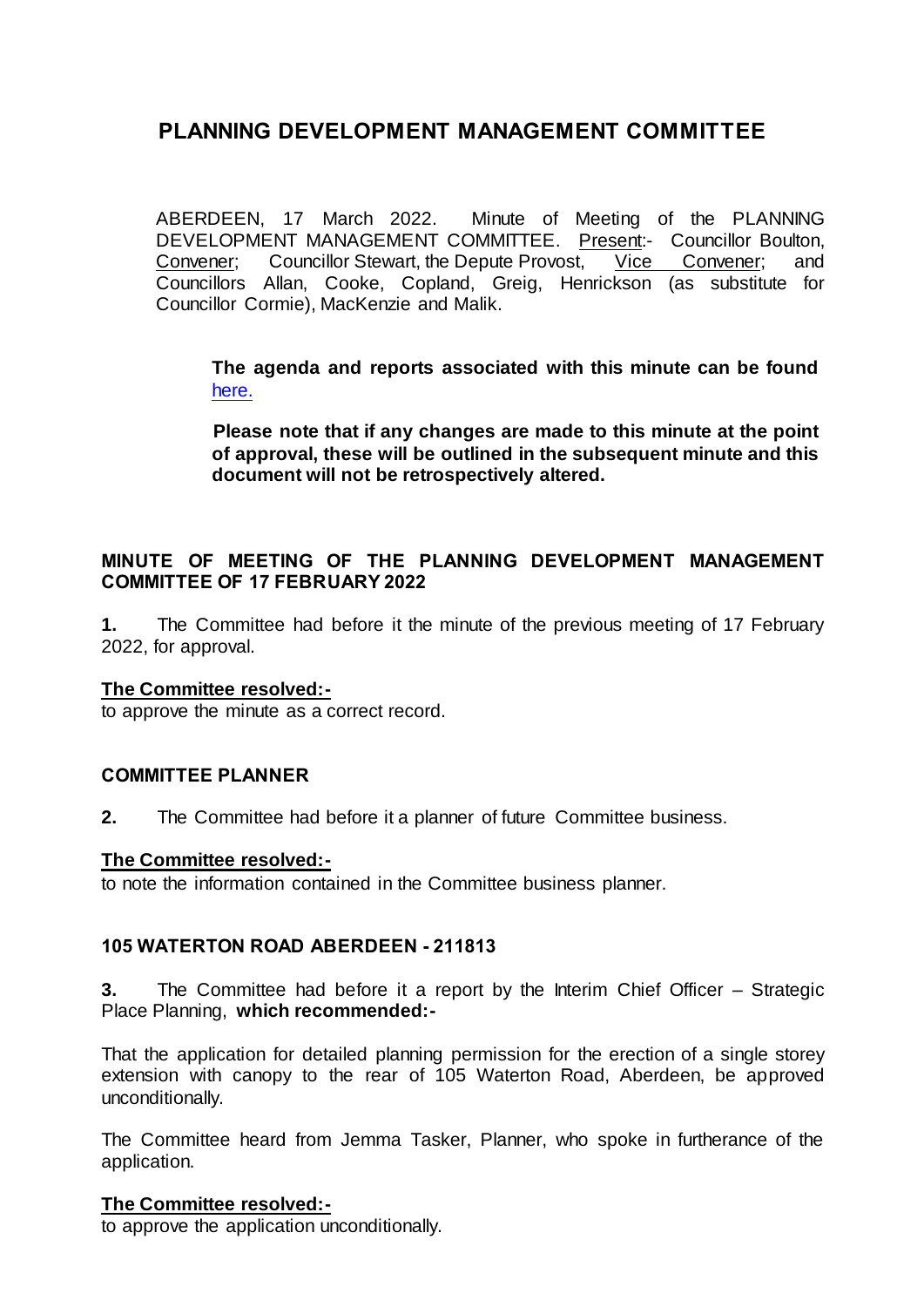# PLANNING DEVELOPMENT MANAGEMENT COMMITTEE

ABERDEEN, 17 March 2022. Minute of Meeting of the PLANNING DEVELOPMENT MANAGEMENT COMMITTEE. Present:- Councillor Boulton, Convener; Councillor Stewart, the Depute Provost, Vice Convener; and Councillors Allan, Cooke, Copland, Greig, Henrickson (as substitute for Councillor Cormie), MacKenzie and Malik.

**The agenda and reports associated with this minute can be found here.**

**Please note that if any changes are made to this minute at the point of approval, these will be outlined in the subsequent minute and this document will not be retrospectively altered.**

## MINUTE OF MEETING OF THE PLANNING DEVELOPMENT MANAGEMENT COMMITTEE OF 17 FEBRUARY 2022

**1.** The Committee had before it the minute of the previous meeting of 17 February 2022, for approval.

**The Committee resolved:-**

to approve the minute as a correct record.

## COMMITTEE PLANNER

**2.** The Committee had before it a planner of future Committee business.

**The Committee resolved:-**

to note the information contained in the Committee business planner.

## 105 WATERTON ROAD ABERDEEN - 211813

**3.** The Committee had before it a report by the Interim Chief Officer – Strategic Place Planning, **which recommended:-**

That the application for detailed planning permission for the erection of a single storey extension with canopy to the rear of 105 Waterton Road, Aberdeen, be approved unconditionally.

The Committee heard from Jemma Tasker, Planner, who spoke in furtherance of the application.

**The Committee resolved:-**

to approve the application unconditionally.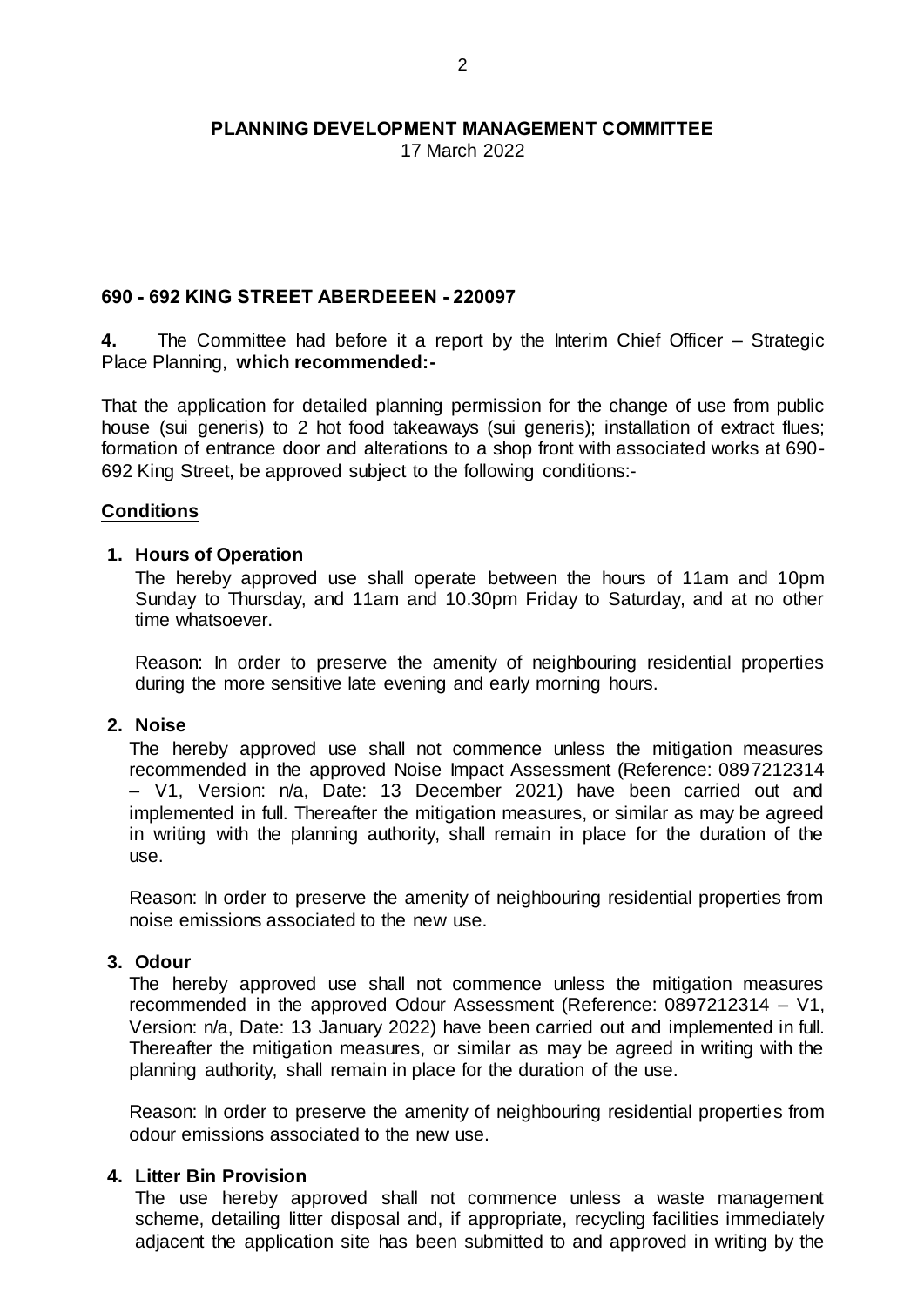**PLANNING DEVELOPMENT MANAGEMENT COMMITTEE**

17 March 2022

## 690 - 692 KING STREET ABERDEEEN - 220097

**4.** The Committee had before it a report by the Interim Chief Officer – Strategic Place Planning, **which recommended:-**

That the application for detailed planning permission for the change of use from public house (sui generis) to 2 hot food takeaways (sui generis); installation of extract flues; formation of entrance door and alterations to a shop front with associated works at 690-692 King Street, be approved subject to the following conditions:-

**Conditions**

1. **Hours of Operation**

   The hereby approved use shall operate between the hours of 11am and 10pm Sunday to Thursday, and 11am and 10.30pm Friday to Saturday, and at no other time whatsoever.

   Reason: In order to preserve the amenity of neighbouring residential properties during the more sensitive late evening and early morning hours.

2. **Noise**

   The hereby approved use shall not commence unless the mitigation measures recommended in the approved Noise Impact Assessment (Reference: 0897212314 – V1, Version: n/a, Date: 13 December 2021) have been carried out and implemented in full. Thereafter the mitigation measures, or similar as may be agreed in writing with the planning authority, shall remain in place for the duration of the use.

   Reason: In order to preserve the amenity of neighbouring residential properties from noise emissions associated to the new use.

3. **Odour**

   The hereby approved use shall not commence unless the mitigation measures recommended in the approved Odour Assessment (Reference: 0897212314 – V1, Version: n/a, Date: 13 January 2022) have been carried out and implemented in full. Thereafter the mitigation measures, or similar as may be agreed in writing with the planning authority, shall remain in place for the duration of the use.

   Reason: In order to preserve the amenity of neighbouring residential properties from odour emissions associated to the new use.

4. **Litter Bin Provision**

   The use hereby approved shall not commence unless a waste management scheme, detailing litter disposal and, if appropriate, recycling facilities immediately adjacent the application site has been submitted to and approved in writing by the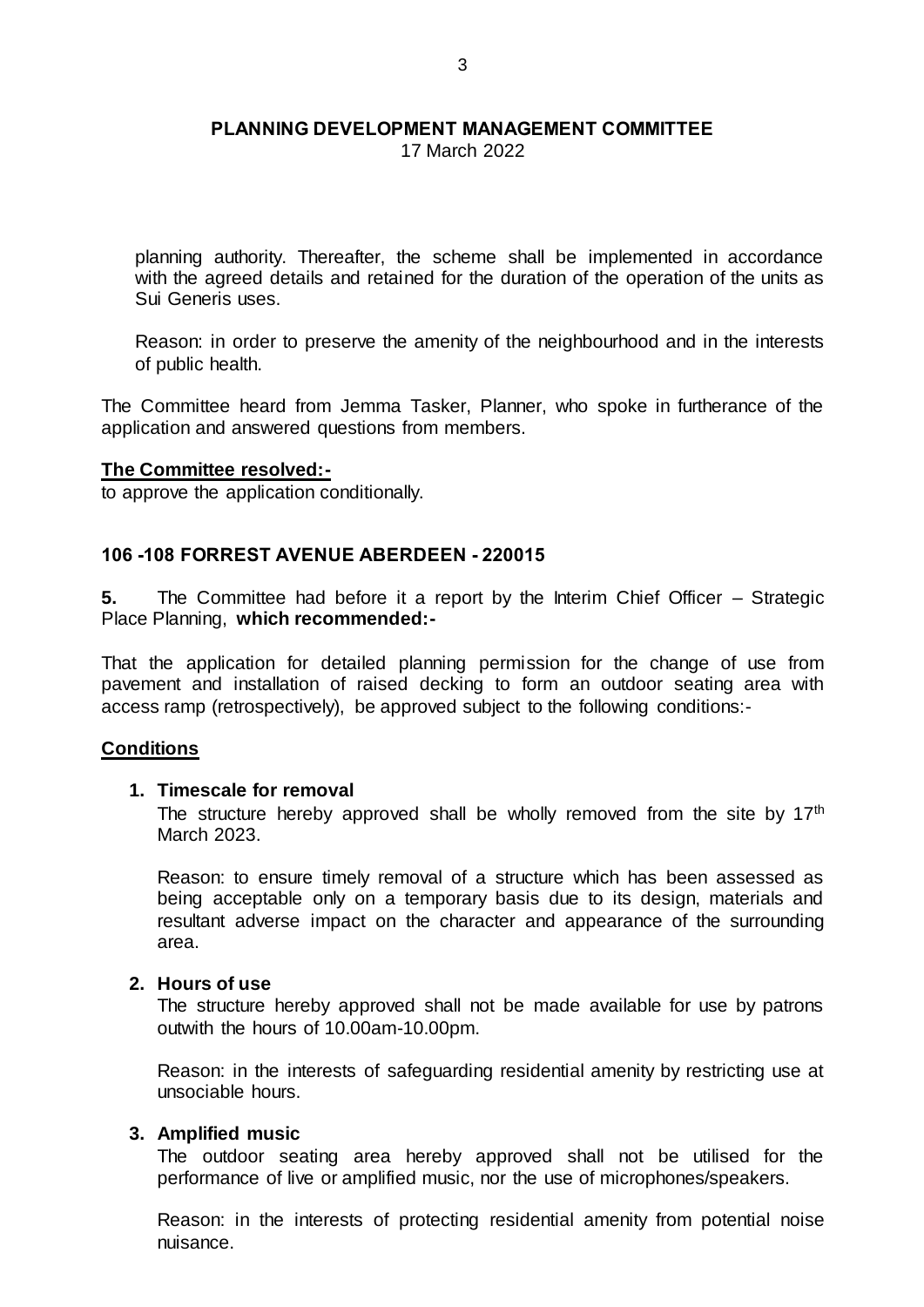planning authority. Thereafter, the scheme shall be implemented in accordance with the agreed details and retained for the duration of the operation of the units as Sui Generis uses.

Reason: in order to preserve the amenity of the neighbourhood and in the interests of public health.

The Committee heard from Jemma Tasker, Planner, who spoke in furtherance of the application and answered questions from members.

**The Committee resolved:-**
to approve the application conditionally.

## 106 -108 FORREST AVENUE ABERDEEN - 220015

**5.** The Committee had before it a report by the Interim Chief Officer – Strategic Place Planning, **which recommended:-**

That the application for detailed planning permission for the change of use from pavement and installation of raised decking to form an outdoor seating area with access ramp (retrospectively), be approved subject to the following conditions:-

**Conditions**

1. **Timescale for removal**
   The structure hereby approved shall be wholly removed from the site by 17th March 2023.

   Reason: to ensure timely removal of a structure which has been assessed as being acceptable only on a temporary basis due to its design, materials and resultant adverse impact on the character and appearance of the surrounding area.

2. **Hours of use**
   The structure hereby approved shall not be made available for use by patrons outwith the hours of 10.00am-10.00pm.

   Reason: in the interests of safeguarding residential amenity by restricting use at unsociable hours.

3. **Amplified music**
   The outdoor seating area hereby approved shall not be utilised for the performance of live or amplified music, nor the use of microphones/speakers.

   Reason: in the interests of protecting residential amenity from potential noise nuisance.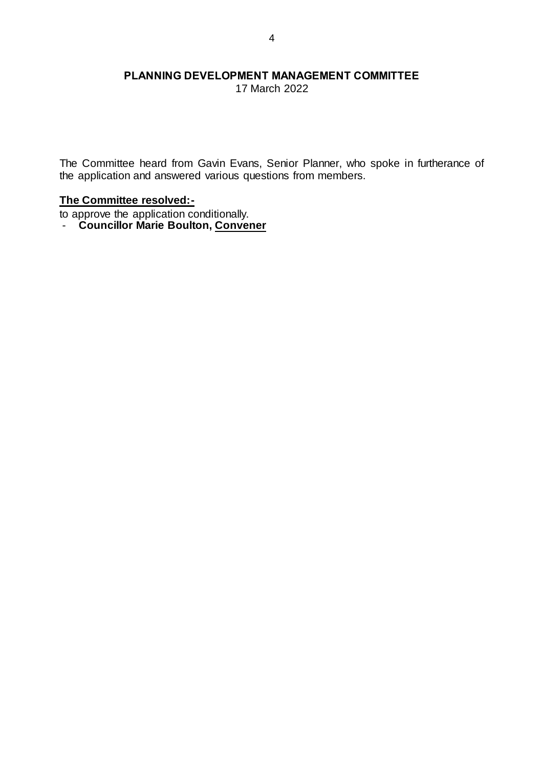**PLANNING DEVELOPMENT MANAGEMENT COMMITTEE**
17 March 2022

The Committee heard from Gavin Evans, Senior Planner, who spoke in furtherance of the application and answered various questions from members.

**The Committee resolved:-**

to approve the application conditionally.

- **Councillor Marie Boulton, Convener**